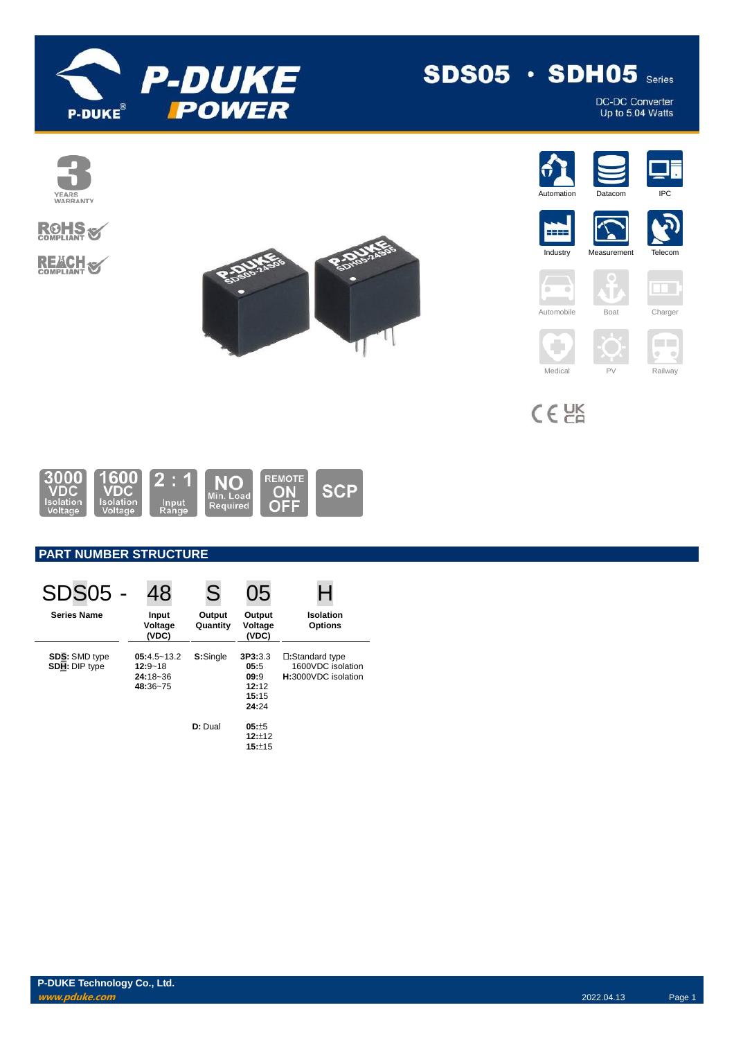# SDS05 · SDH05 Series

DC-DC Converter
Up to 5.04 Watts

3 YEARS WARRANTY

RoHS COMPLIANT

REACH COMPLIANT

Automation | Datacom | IPC | Industry | Measurement | Telecom | Automobile | Boat | Charger | Medical | PV | Railway

3000 VDC Isolation Voltage | 1600 VDC Isolation Voltage | 2 : 1 Input Range | NO Min. Load Required | REMOTE ON OFF | SCP

## PART NUMBER STRUCTURE

| SDS05 - | 48 | S | 05 | H |
|---|---|---|---|---|
| **Series Name** | **Input Voltage (VDC)** | **Output Quantity** | **Output Voltage (VDC)** | **Isolation Options** |
| **SDS**: SMD type<br>**SDH**: DIP type | **05**:4.5~13.2<br>**12**:9~18<br>**24**:18~36<br>**48**:36~75 | **S**:Single | **3P3**:3.3<br>**05**:5<br>**09**:9<br>**12**:12<br>**15**:15<br>**24**:24 | □:Standard type 1600VDC isolation<br>**H**:3000VDC isolation |
| | | **D**: Dual | **05**:±5<br>**12**:±12<br>**15**:±15 | |

**P-DUKE Technology Co., Ltd.**
*www.pduke.com*
2022.04.13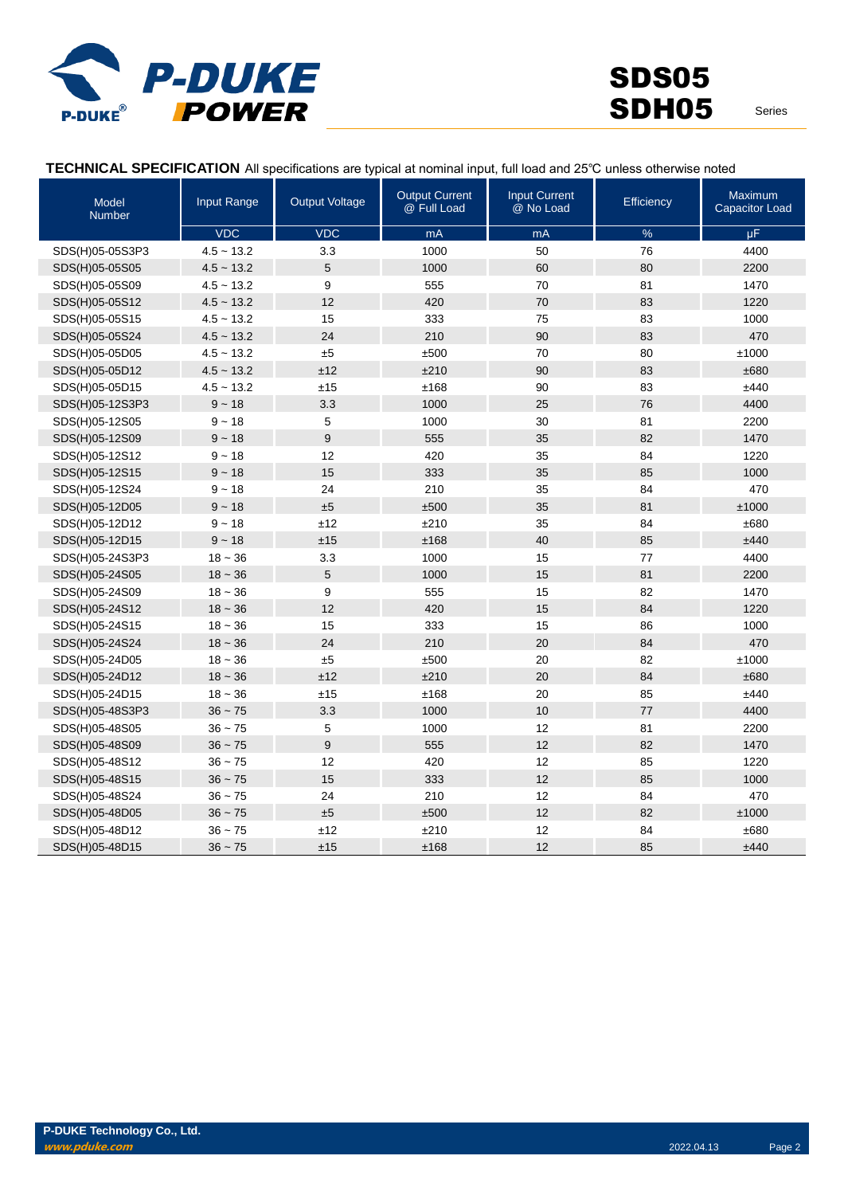**TECHNICAL SPECIFICATION** All specifications are typical at nominal input, full load and 25℃ unless otherwise noted

| Model Number | Input Range | Output Voltage | Output Current @ Full Load | Input Current @ No Load | Efficiency | Maximum Capacitor Load |
|---|---|---|---|---|---|---|
| | VDC | VDC | mA | mA | % | μF |
| SDS(H)05-05S3P3 | 4.5 ~ 13.2 | 3.3 | 1000 | 50 | 76 | 4400 |
| SDS(H)05-05S05 | 4.5 ~ 13.2 | 5 | 1000 | 60 | 80 | 2200 |
| SDS(H)05-05S09 | 4.5 ~ 13.2 | 9 | 555 | 70 | 81 | 1470 |
| SDS(H)05-05S12 | 4.5 ~ 13.2 | 12 | 420 | 70 | 83 | 1220 |
| SDS(H)05-05S15 | 4.5 ~ 13.2 | 15 | 333 | 75 | 83 | 1000 |
| SDS(H)05-05S24 | 4.5 ~ 13.2 | 24 | 210 | 90 | 83 | 470 |
| SDS(H)05-05D05 | 4.5 ~ 13.2 | ±5 | ±500 | 70 | 80 | ±1000 |
| SDS(H)05-05D12 | 4.5 ~ 13.2 | ±12 | ±210 | 90 | 83 | ±680 |
| SDS(H)05-05D15 | 4.5 ~ 13.2 | ±15 | ±168 | 90 | 83 | ±440 |
| SDS(H)05-12S3P3 | 9 ~ 18 | 3.3 | 1000 | 25 | 76 | 4400 |
| SDS(H)05-12S05 | 9 ~ 18 | 5 | 1000 | 30 | 81 | 2200 |
| SDS(H)05-12S09 | 9 ~ 18 | 9 | 555 | 35 | 82 | 1470 |
| SDS(H)05-12S12 | 9 ~ 18 | 12 | 420 | 35 | 84 | 1220 |
| SDS(H)05-12S15 | 9 ~ 18 | 15 | 333 | 35 | 85 | 1000 |
| SDS(H)05-12S24 | 9 ~ 18 | 24 | 210 | 35 | 84 | 470 |
| SDS(H)05-12D05 | 9 ~ 18 | ±5 | ±500 | 35 | 81 | ±1000 |
| SDS(H)05-12D12 | 9 ~ 18 | ±12 | ±210 | 35 | 84 | ±680 |
| SDS(H)05-12D15 | 9 ~ 18 | ±15 | ±168 | 40 | 85 | ±440 |
| SDS(H)05-24S3P3 | 18 ~ 36 | 3.3 | 1000 | 15 | 77 | 4400 |
| SDS(H)05-24S05 | 18 ~ 36 | 5 | 1000 | 15 | 81 | 2200 |
| SDS(H)05-24S09 | 18 ~ 36 | 9 | 555 | 15 | 82 | 1470 |
| SDS(H)05-24S12 | 18 ~ 36 | 12 | 420 | 15 | 84 | 1220 |
| SDS(H)05-24S15 | 18 ~ 36 | 15 | 333 | 15 | 86 | 1000 |
| SDS(H)05-24S24 | 18 ~ 36 | 24 | 210 | 20 | 84 | 470 |
| SDS(H)05-24D05 | 18 ~ 36 | ±5 | ±500 | 20 | 82 | ±1000 |
| SDS(H)05-24D12 | 18 ~ 36 | ±12 | ±210 | 20 | 84 | ±680 |
| SDS(H)05-24D15 | 18 ~ 36 | ±15 | ±168 | 20 | 85 | ±440 |
| SDS(H)05-48S3P3 | 36 ~ 75 | 3.3 | 1000 | 10 | 77 | 4400 |
| SDS(H)05-48S05 | 36 ~ 75 | 5 | 1000 | 12 | 81 | 2200 |
| SDS(H)05-48S09 | 36 ~ 75 | 9 | 555 | 12 | 82 | 1470 |
| SDS(H)05-48S12 | 36 ~ 75 | 12 | 420 | 12 | 85 | 1220 |
| SDS(H)05-48S15 | 36 ~ 75 | 15 | 333 | 12 | 85 | 1000 |
| SDS(H)05-48S24 | 36 ~ 75 | 24 | 210 | 12 | 84 | 470 |
| SDS(H)05-48D05 | 36 ~ 75 | ±5 | ±500 | 12 | 82 | ±1000 |
| SDS(H)05-48D12 | 36 ~ 75 | ±12 | ±210 | 12 | 84 | ±680 |
| SDS(H)05-48D15 | 36 ~ 75 | ±15 | ±168 | 12 | 85 | ±440 |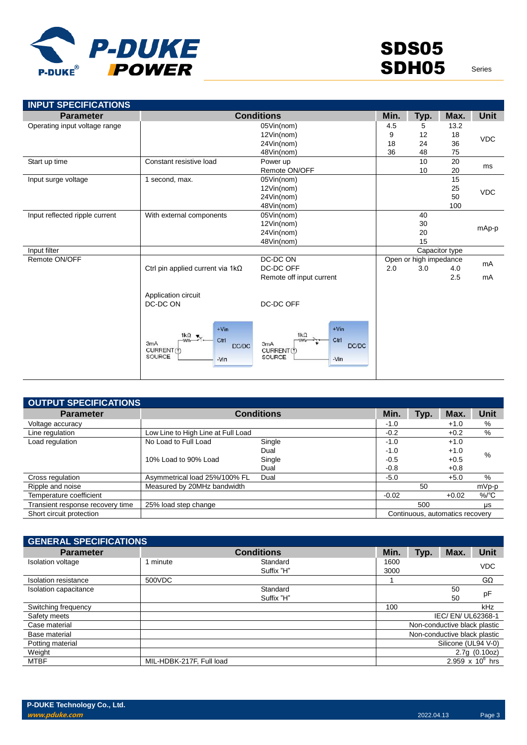## INPUT SPECIFICATIONS

| Parameter | Conditions | | Min. | Typ. | Max. | Unit |
|---|---|---|---|---|---|---|
| Operating input voltage range | | 05Vin(nom) | 4.5 | 5 | 13.2 | VDC |
| | | 12Vin(nom) | 9 | 12 | 18 | |
| | | 24Vin(nom) | 18 | 24 | 36 | |
| | | 48Vin(nom) | 36 | 48 | 75 | |
| Start up time | Constant resistive load | Power up | | 10 | 20 | ms |
| | | Remote ON/OFF | | 10 | 20 | |
| Input surge voltage | 1 second, max. | 05Vin(nom) | | | 15 | VDC |
| | | 12Vin(nom) | | | 25 | |
| | | 24Vin(nom) | | | 50 | |
| | | 48Vin(nom) | | | 100 | |
| Input reflected ripple current | With external components | 05Vin(nom) | | 40 | | mAp-p |
| | | 12Vin(nom) | | 30 | | |
| | | 24Vin(nom) | | 20 | | |
| | | 48Vin(nom) | | 15 | | |
| Input filter | | | Capacitor type | | | |
| Remote ON/OFF | | DC-DC ON | Open or high impedance | | | mA |
| | Ctrl pin applied current via 1kΩ | DC-DC OFF | 2.0 | 3.0 | 4.0 | |
| | | Remote off input current | | | 2.5 | mA |
| | Application circuit DC-DC ON | DC-DC OFF | | | | |

## OUTPUT SPECIFICATIONS

| Parameter | Conditions | | Min. | Typ. | Max. | Unit |
|---|---|---|---|---|---|---|
| Voltage accuracy | | | -1.0 | | +1.0 | % |
| Line regulation | Low Line to High Line at Full Load | | -0.2 | | +0.2 | % |
| Load regulation | No Load to Full Load | Single | -1.0 | | +1.0 | % |
| | | Dual | -1.0 | | +1.0 | |
| | 10% Load to 90% Load | Single | -0.5 | | +0.5 | |
| | | Dual | -0.8 | | +0.8 | |
| Cross regulation | Asymmetrical load 25%/100% FL | Dual | -5.0 | | +5.0 | % |
| Ripple and noise | Measured by 20MHz bandwidth | | | 50 | | mVp-p |
| Temperature coefficient | | | -0.02 | | +0.02 | %/℃ |
| Transient response recovery time | 25% load step change | | | 500 | | μs |
| Short circuit protection | | | Continuous, automatics recovery | | | |

## GENERAL SPECIFICATIONS

| Parameter | Conditions | | Min. | Typ. | Max. | Unit |
|---|---|---|---|---|---|---|
| Isolation voltage | 1 minute | Standard | 1600 | | | VDC |
| | | Suffix "H" | 3000 | | | |
| Isolation resistance | 500VDC | | 1 | | | GΩ |
| Isolation capacitance | | Standard | | | 50 | pF |
| | | Suffix "H" | | | 50 | |
| Switching frequency | | | 100 | | | kHz |
| Safety meets | | | IEC/ EN/ UL62368-1 | | | |
| Case material | | | Non-conductive black plastic | | | |
| Base material | | | Non-conductive black plastic | | | |
| Potting material | | | Silicone (UL94 V-0) | | | |
| Weight | | | 2.7g (0.10oz) | | | |
| MTBF | MIL-HDBK-217F, Full load | | $2.959 \times 10^6$ hrs | | | |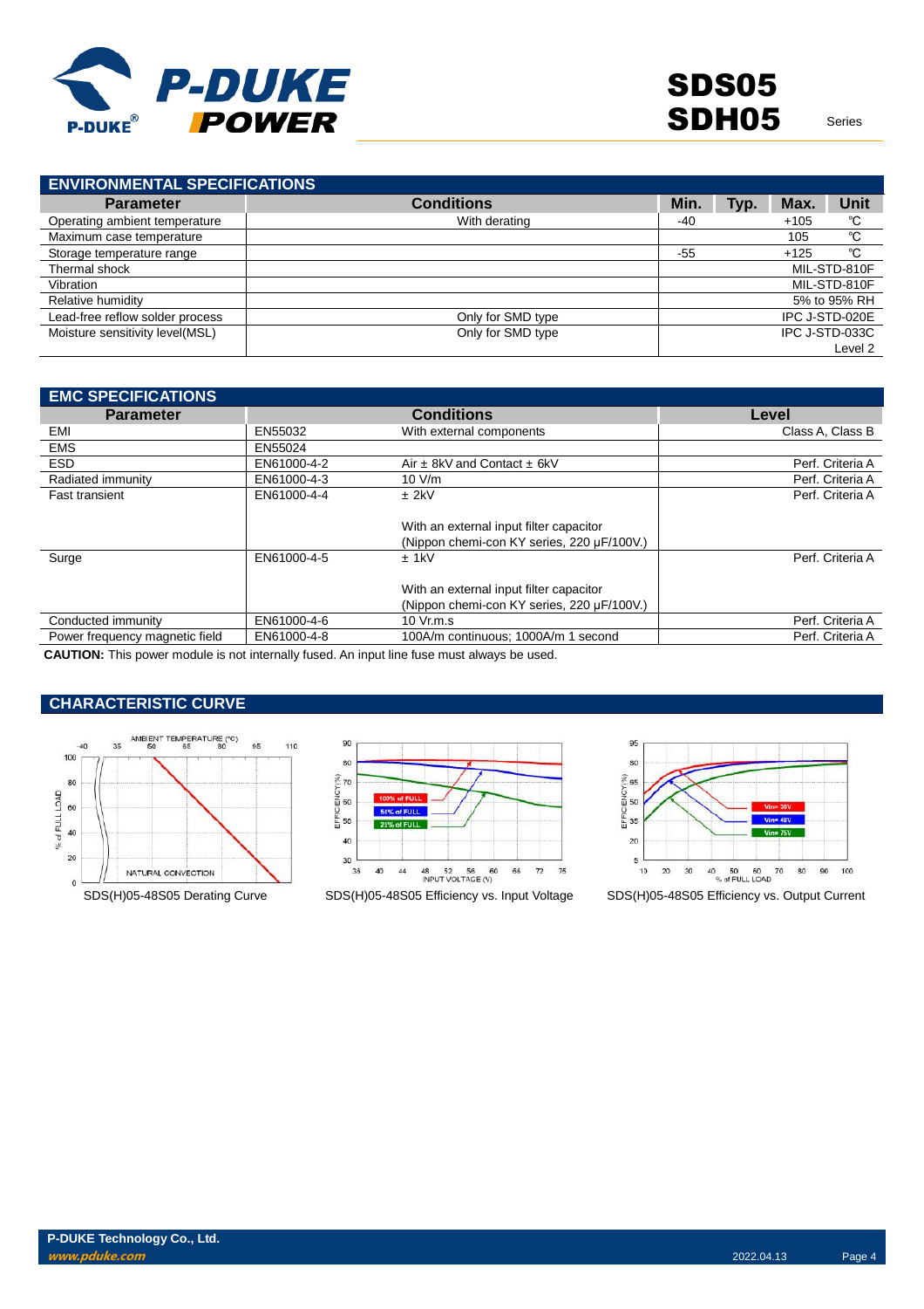## ENVIRONMENTAL SPECIFICATIONS

| Parameter | Conditions | Min. | Typ. | Max. | Unit |
|---|---|---|---|---|---|
| Operating ambient temperature | With derating | -40 | | +105 | ℃ |
| Maximum case temperature | | | | 105 | ℃ |
| Storage temperature range | | -55 | | +125 | ℃ |
| Thermal shock | | | | | MIL-STD-810F |
| Vibration | | | | | MIL-STD-810F |
| Relative humidity | | | | | 5% to 95% RH |
| Lead-free reflow solder process | Only for SMD type | | | | IPC J-STD-020E |
| Moisture sensitivity level(MSL) | Only for SMD type | | | | IPC J-STD-033C Level 2 |

## EMC SPECIFICATIONS

| Parameter | Conditions | | Level |
|---|---|---|---|
| EMI | EN55032 | With external components | Class A, Class B |
| EMS | EN55024 | | |
| ESD | EN61000-4-2 | Air ± 8kV and Contact ± 6kV | Perf. Criteria A |
| Radiated immunity | EN61000-4-3 | 10 V/m | Perf. Criteria A |
| Fast transient | EN61000-4-4 | ± 2kV<br><br>With an external input filter capacitor (Nippon chemi-con KY series, 220 μF/100V.) | Perf. Criteria A |
| Surge | EN61000-4-5 | ± 1kV<br><br>With an external input filter capacitor (Nippon chemi-con KY series, 220 μF/100V.) | Perf. Criteria A |
| Conducted immunity | EN61000-4-6 | 10 Vr.m.s | Perf. Criteria A |
| Power frequency magnetic field | EN61000-4-8 | 100A/m continuous; 1000A/m 1 second | Perf. Criteria A |

**CAUTION:** This power module is not internally fused. An input line fuse must always be used.

## CHARACTERISTIC CURVE

SDS(H)05-48S05 Derating Curve

SDS(H)05-48S05 Efficiency vs. Input Voltage

SDS(H)05-48S05 Efficiency vs. Output Current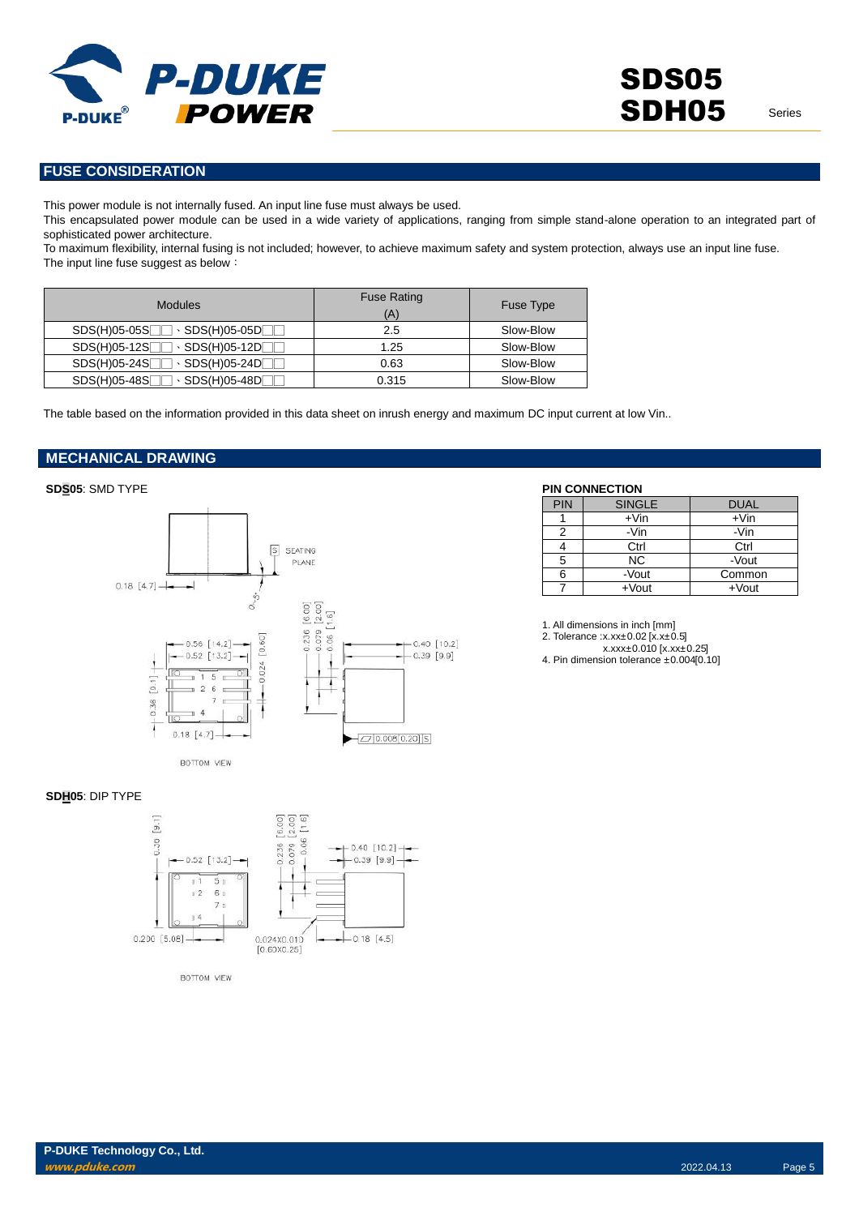## FUSE CONSIDERATION

This power module is not internally fused. An input line fuse must always be used.
This encapsulated power module can be used in a wide variety of applications, ranging from simple stand-alone operation to an integrated part of sophisticated power architecture.
To maximum flexibility, internal fusing is not included; however, to achieve maximum safety and system protection, always use an input line fuse.
The input line fuse suggest as below：

| Modules | Fuse Rating (A) | Fuse Type |
|---|---|---|
| SDS(H)05-05S□□、SDS(H)05-05D□□ | 2.5 | Slow-Blow |
| SDS(H)05-12S□□、SDS(H)05-12D□□ | 1.25 | Slow-Blow |
| SDS(H)05-24S□□、SDS(H)05-24D□□ | 0.63 | Slow-Blow |
| SDS(H)05-48S□□、SDS(H)05-48D□□ | 0.315 | Slow-Blow |

The table based on the information provided in this data sheet on inrush energy and maximum DC input current at low Vin..

## MECHANICAL DRAWING

**SDS05**: SMD TYPE

SEATING PLANE
0.18 [4.7]
0.56 [14.2]
0.52 [13.2]
0.36 [9.1]
0.024 [0.60]
0.236 [6.00]
0.079 [2.00]
0.06 [1.6]
0.40 [10.2]
0.39 [9.9]
0.18 [4.7]
0.008 [0.20] S

BOTTOM VIEW

**SDH05**: DIP TYPE

0.36 [9.1]
0.52 [13.2]
0.236 [6.00]
0.079 [2.00]
0.06 [1.6]
0.40 [10.2]
0.39 [9.9]
0.200 [5.08]
0.024X0.010 [0.60X0.25]
0.18 [4.5]

BOTTOM VIEW

**PIN CONNECTION**

| PIN | SINGLE | DUAL |
|---|---|---|
| 1 | +Vin | +Vin |
| 2 | -Vin | -Vin |
| 4 | Ctrl | Ctrl |
| 5 | NC | -Vout |
| 6 | -Vout | Common |
| 7 | +Vout | +Vout |

1. All dimensions in inch [mm]
2. Tolerance :x.xx±0.02 [x.x±0.5]
   x.xxx±0.010 [x.xx±0.25]
4. Pin dimension tolerance ±0.004[0.10]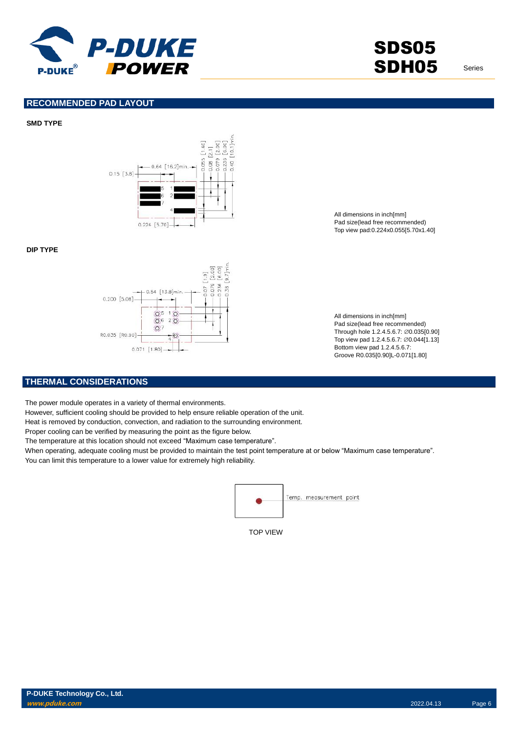## RECOMMENDED PAD LAYOUT

**SMD TYPE**

All dimensions in inch[mm]
Pad size(lead free recommended)
Top view pad:0.224x0.055[5.70x1.40]

**DIP TYPE**

All dimensions in inch[mm]
Pad size(lead free recommended)
Through hole 1.2.4.5.6.7: ∅0.035[0.90]
Top view pad 1.2.4.5.6.7: ∅0.044[1.13]
Bottom view pad 1.2.4.5.6.7:
Groove R0.035[0.90]L-0.071[1.80]

## THERMAL CONSIDERATIONS

The power module operates in a variety of thermal environments.
However, sufficient cooling should be provided to help ensure reliable operation of the unit.
Heat is removed by conduction, convection, and radiation to the surrounding environment.
Proper cooling can be verified by measuring the point as the figure below.
The temperature at this location should not exceed "Maximum case temperature".
When operating, adequate cooling must be provided to maintain the test point temperature at or below "Maximum case temperature".
You can limit this temperature to a lower value for extremely high reliability.

Temp. measurement point

TOP VIEW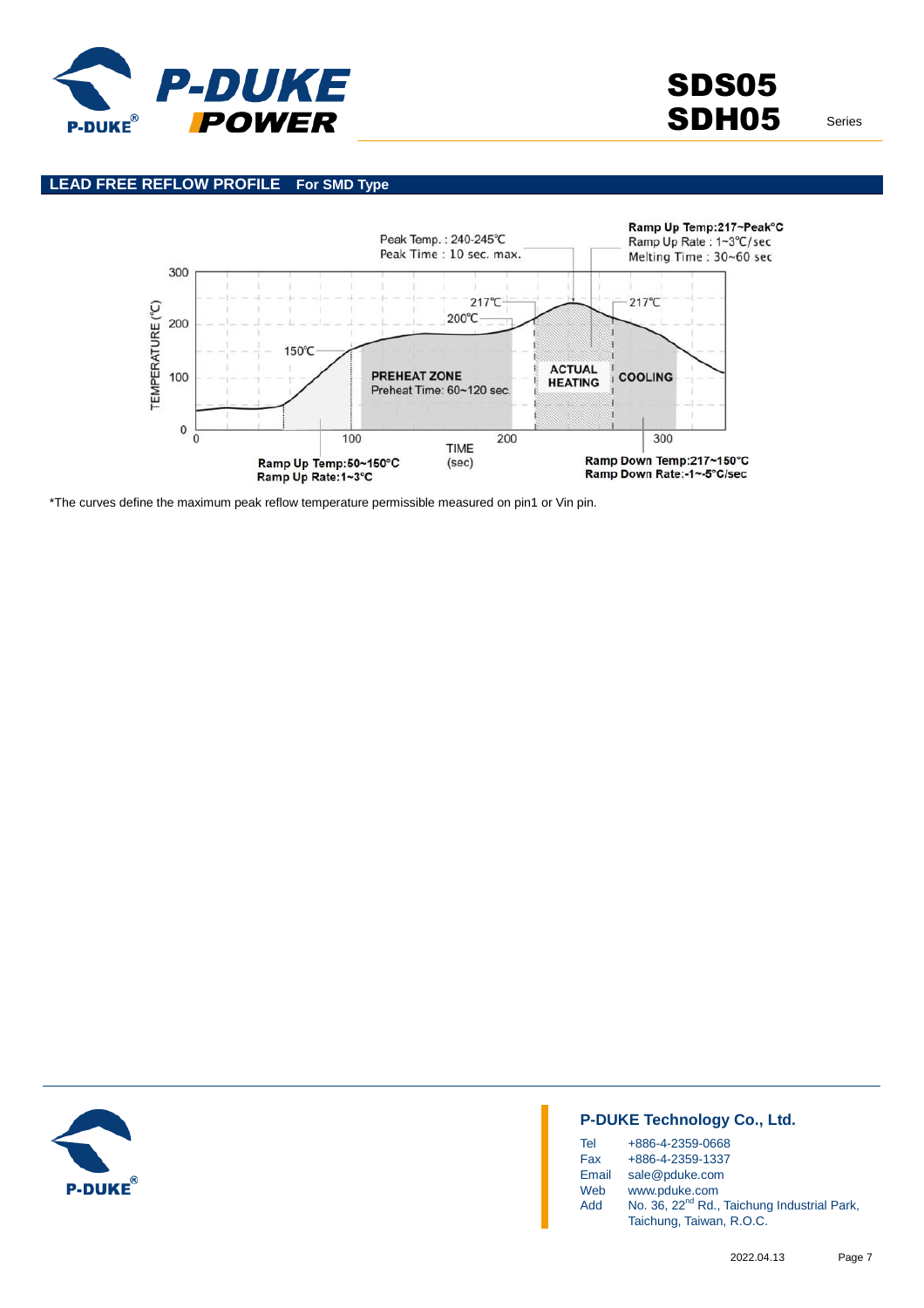## LEAD FREE REFLOW PROFILE For SMD Type

Peak Temp. : 240-245℃
Peak Time : 10 sec. max.

Ramp Up Temp:217~Peak°C
Ramp Up Rate : 1~3℃/sec
Melting Time : 30~60 sec

300
200
100
0
TEMPERATURE (℃)

217℃
200℃
150℃
217℃

PREHEAT ZONE
Preheat Time: 60~120 sec.

ACTUAL HEATING

COOLING

0
100
200
300
TIME
(sec)

Ramp Up Temp:50~150°C
Ramp Up Rate:1~3°C

Ramp Down Temp:217~150°C
Ramp Down Rate:-1~-5°C/sec

*The curves define the maximum peak reflow temperature permissible measured on pin1 or Vin pin.

**P-DUKE Technology Co., Ltd.**

Tel +886-4-2359-0668
Fax +886-4-2359-1337
Email sale@pduke.com
Web www.pduke.com
Add No. 36, 22nd Rd., Taichung Industrial Park, Taichung, Taiwan, R.O.C.

2022.04.13